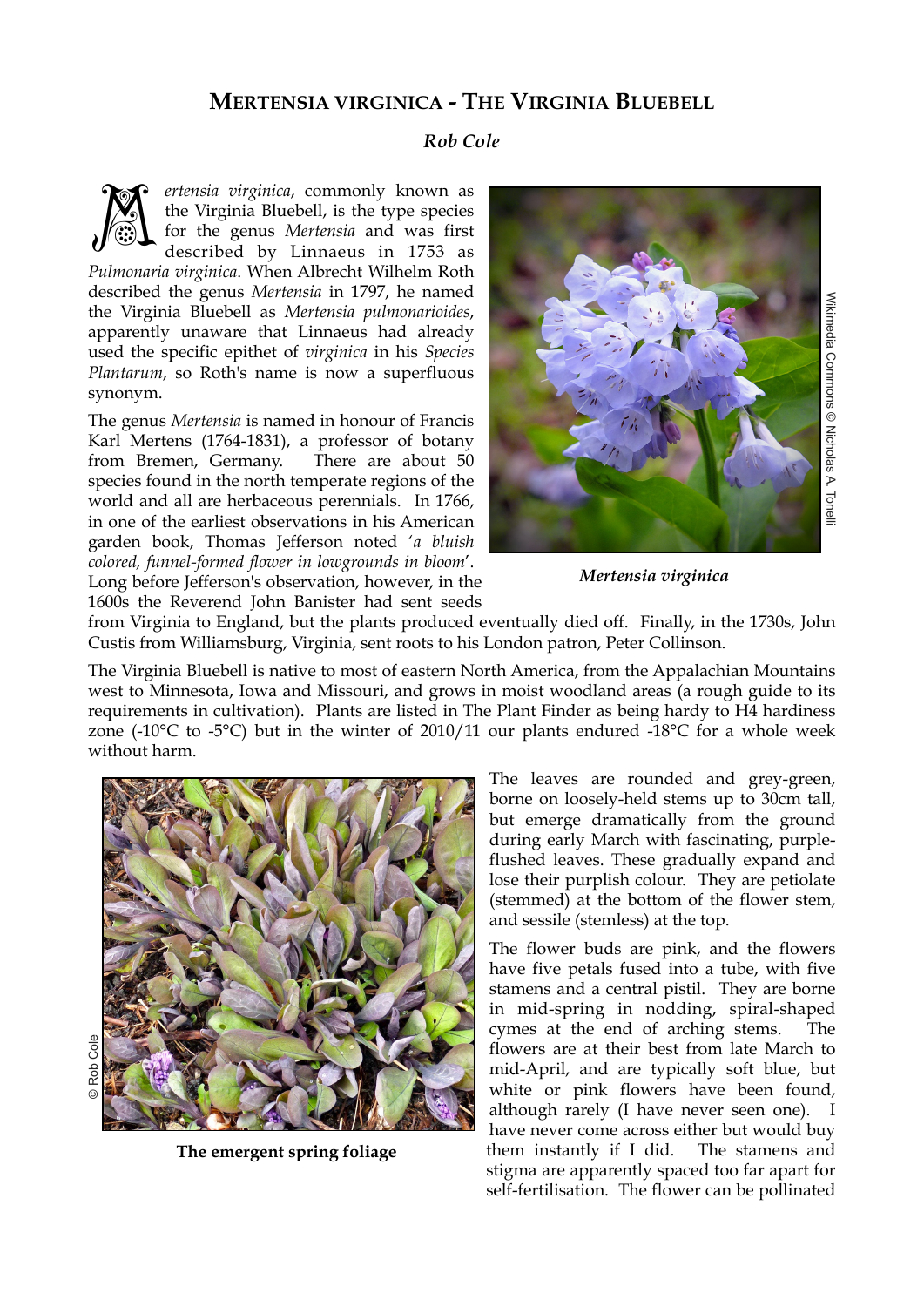# MERTENSIA VIRGINICA - THE VIRGINIA BLUEBELL

***Rob Cole***

*Mertensia virginica*, commonly known as the Virginia Bluebell, is the type species for the genus *Mertensia* and was first described by Linnaeus in 1753 as *Pulmonaria virginica*. When Albrecht Wilhelm Roth described the genus *Mertensia* in 1797, he named the Virginia Bluebell as *Mertensia pulmonarioides*, apparently unaware that Linnaeus had already used the specific epithet of *virginica* in his *Species Plantarum*, so Roth's name is now a superfluous synonym.

The genus *Mertensia* is named in honour of Francis Karl Mertens (1764-1831), a professor of botany from Bremen, Germany. There are about 50 species found in the north temperate regions of the world and all are herbaceous perennials. In 1766, in one of the earliest observations in his American garden book, Thomas Jefferson noted '*a bluish colored, funnel-formed flower in lowgrounds in bloom*'. Long before Jefferson's observation, however, in the 1600s the Reverend John Banister had sent seeds from Virginia to England, but the plants produced eventually died off. Finally, in the 1730s, John Custis from Williamsburg, Virginia, sent roots to his London patron, Peter Collinson.

Wikimedia Commons © Nicholas A. Tonelli

***Mertensia virginica***

The Virginia Bluebell is native to most of eastern North America, from the Appalachian Mountains west to Minnesota, Iowa and Missouri, and grows in moist woodland areas (a rough guide to its requirements in cultivation). Plants are listed in The Plant Finder as being hardy to H4 hardiness zone (-10°C to -5°C) but in the winter of 2010/11 our plants endured -18°C for a whole week without harm.

© Rob Cole

**The emergent spring foliage**

The leaves are rounded and grey-green, borne on loosely-held stems up to 30cm tall, but emerge dramatically from the ground during early March with fascinating, purple-flushed leaves. These gradually expand and lose their purplish colour. They are petiolate (stemmed) at the bottom of the flower stem, and sessile (stemless) at the top.

The flower buds are pink, and the flowers have five petals fused into a tube, with five stamens and a central pistil. They are borne in mid-spring in nodding, spiral-shaped cymes at the end of arching stems. The flowers are at their best from late March to mid-April, and are typically soft blue, but white or pink flowers have been found, although rarely (I have never seen one). I have never come across either but would buy them instantly if I did. The stamens and stigma are apparently spaced too far apart for self-fertilisation. The flower can be pollinated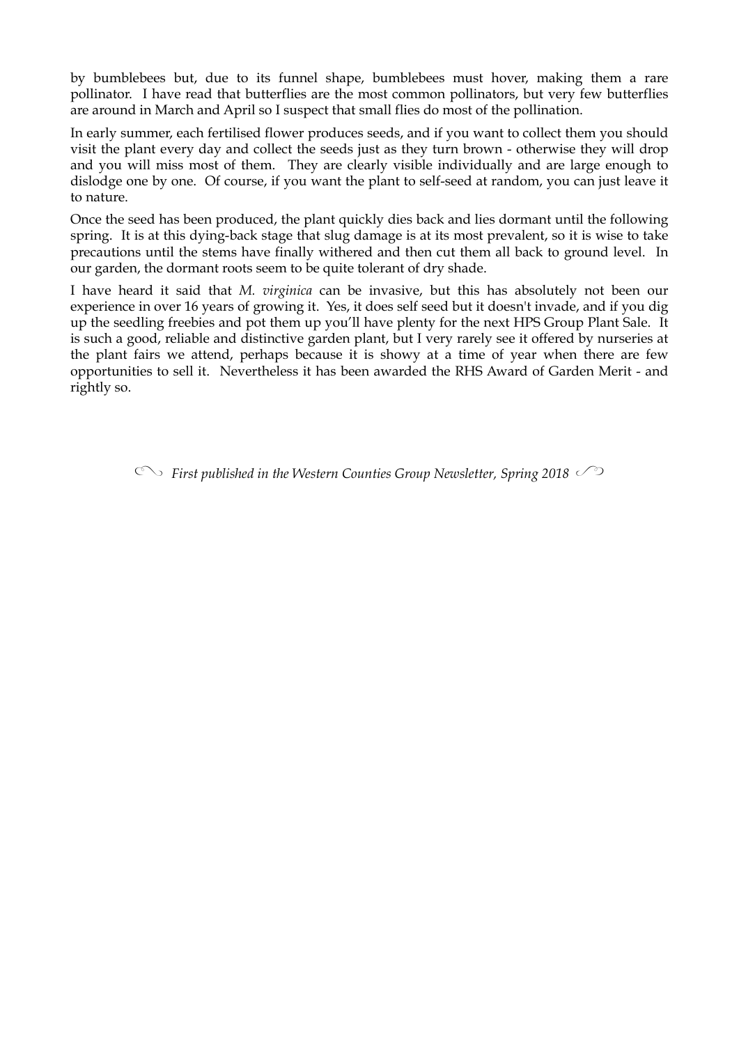by bumblebees but, due to its funnel shape, bumblebees must hover, making them a rare pollinator. I have read that butterflies are the most common pollinators, but very few butterflies are around in March and April so I suspect that small flies do most of the pollination.

In early summer, each fertilised flower produces seeds, and if you want to collect them you should visit the plant every day and collect the seeds just as they turn brown - otherwise they will drop and you will miss most of them. They are clearly visible individually and are large enough to dislodge one by one. Of course, if you want the plant to self-seed at random, you can just leave it to nature.

Once the seed has been produced, the plant quickly dies back and lies dormant until the following spring. It is at this dying-back stage that slug damage is at its most prevalent, so it is wise to take precautions until the stems have finally withered and then cut them all back to ground level. In our garden, the dormant roots seem to be quite tolerant of dry shade.

I have heard it said that *M. virginica* can be invasive, but this has absolutely not been our experience in over 16 years of growing it. Yes, it does self seed but it doesn't invade, and if you dig up the seedling freebies and pot them up you'll have plenty for the next HPS Group Plant Sale. It is such a good, reliable and distinctive garden plant, but I very rarely see it offered by nurseries at the plant fairs we attend, perhaps because it is showy at a time of year when there are few opportunities to sell it. Nevertheless it has been awarded the RHS Award of Garden Merit - and rightly so.

*First published in the Western Counties Group Newsletter, Spring 2018*